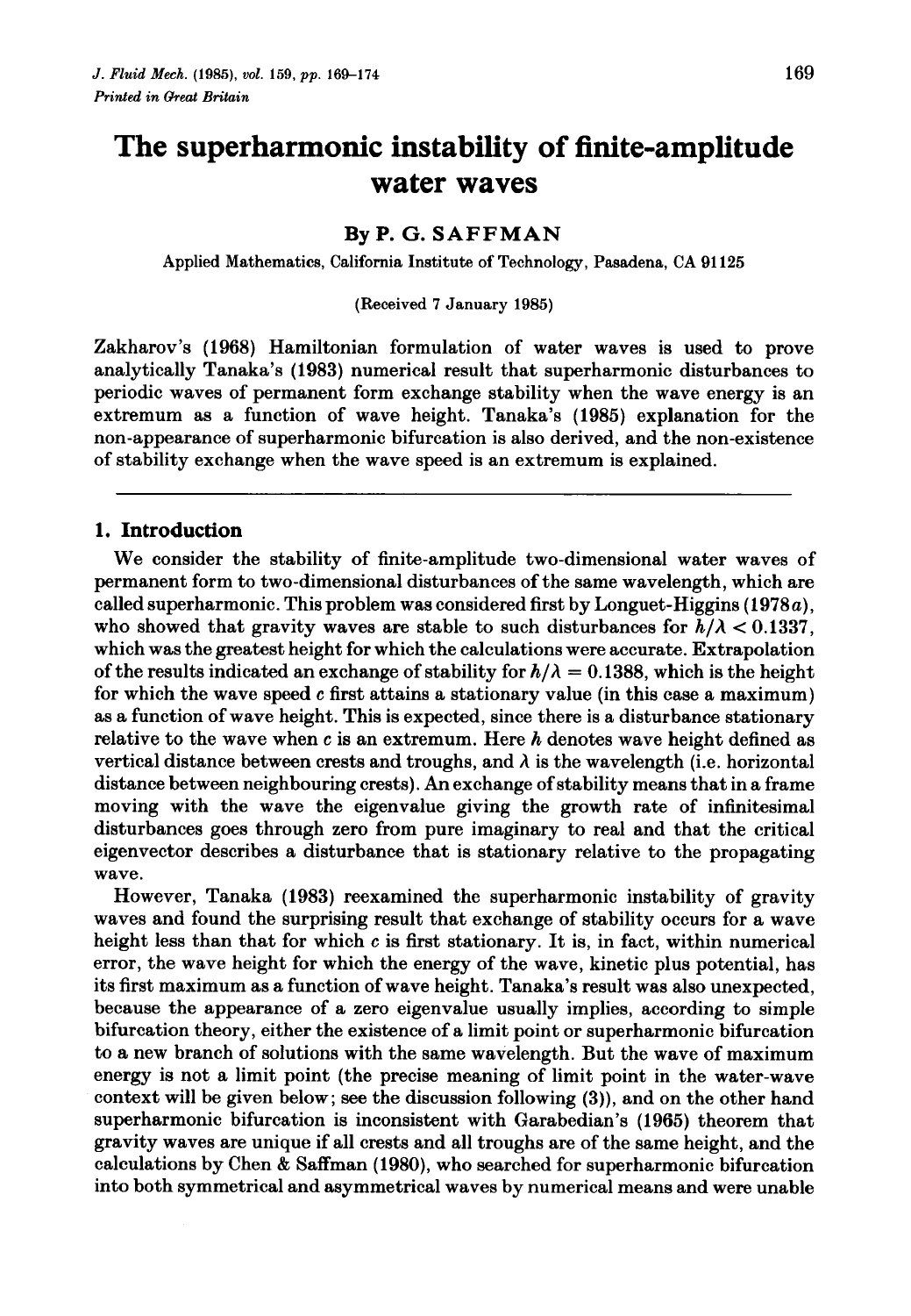# The superharmonic instability of finite-amplitude water waves

By P. G. SAFFMAN

Applied Mathematics, California Institute of Technology, Pasadena, CA 91125

(Received 7 January 1985)

Zakharov's (1968) Hamiltonian formulation of water waves is used to prove analytically Tanaka's (1983) numerical result that superharmonic disturbances to periodic waves of permanent form exchange stability when the wave energy is an extremum as a function of wave height. Tanaka's (1985) explanation for the non-appearance of superharmonic bifurcation is also derived, and the non-existence of stability exchange when the wave speed is an extremum is explained.

## 1. Introduction

We consider the stability of finite-amplitude two-dimensional water waves of permanent form to two-dimensional disturbances of the same wavelength, which are called superharmonic. This problem was considered first by Longuet-Higgins (1978*a*), who showed that gravity waves are stable to such disturbances for $h/\lambda < 0.1337$, which was the greatest height for which the calculations were accurate. Extrapolation of the results indicated an exchange of stability for $h/\lambda = 0.1388$, which is the height for which the wave speed $c$ first attains a stationary value (in this case a maximum) as a function of wave height. This is expected, since there is a disturbance stationary relative to the wave when $c$ is an extremum. Here $h$ denotes wave height defined as vertical distance between crests and troughs, and $\lambda$ is the wavelength (i.e. horizontal distance between neighbouring crests). An exchange of stability means that in a frame moving with the wave the eigenvalue giving the growth rate of infinitesimal disturbances goes through zero from pure imaginary to real and that the critical eigenvector describes a disturbance that is stationary relative to the propagating wave.

However, Tanaka (1983) reexamined the superharmonic instability of gravity waves and found the surprising result that exchange of stability occurs for a wave height less than that for which $c$ is first stationary. It is, in fact, within numerical error, the wave height for which the energy of the wave, kinetic plus potential, has its first maximum as a function of wave height. Tanaka's result was also unexpected, because the appearance of a zero eigenvalue usually implies, according to simple bifurcation theory, either the existence of a limit point or superharmonic bifurcation to a new branch of solutions with the same wavelength. But the wave of maximum energy is not a limit point (the precise meaning of limit point in the water-wave context will be given below; see the discussion following (3)), and on the other hand superharmonic bifurcation is inconsistent with Garabedian's (1965) theorem that gravity waves are unique if all crests and all troughs are of the same height, and the calculations by Chen & Saffman (1980), who searched for superharmonic bifurcation into both symmetrical and asymmetrical waves by numerical means and were unable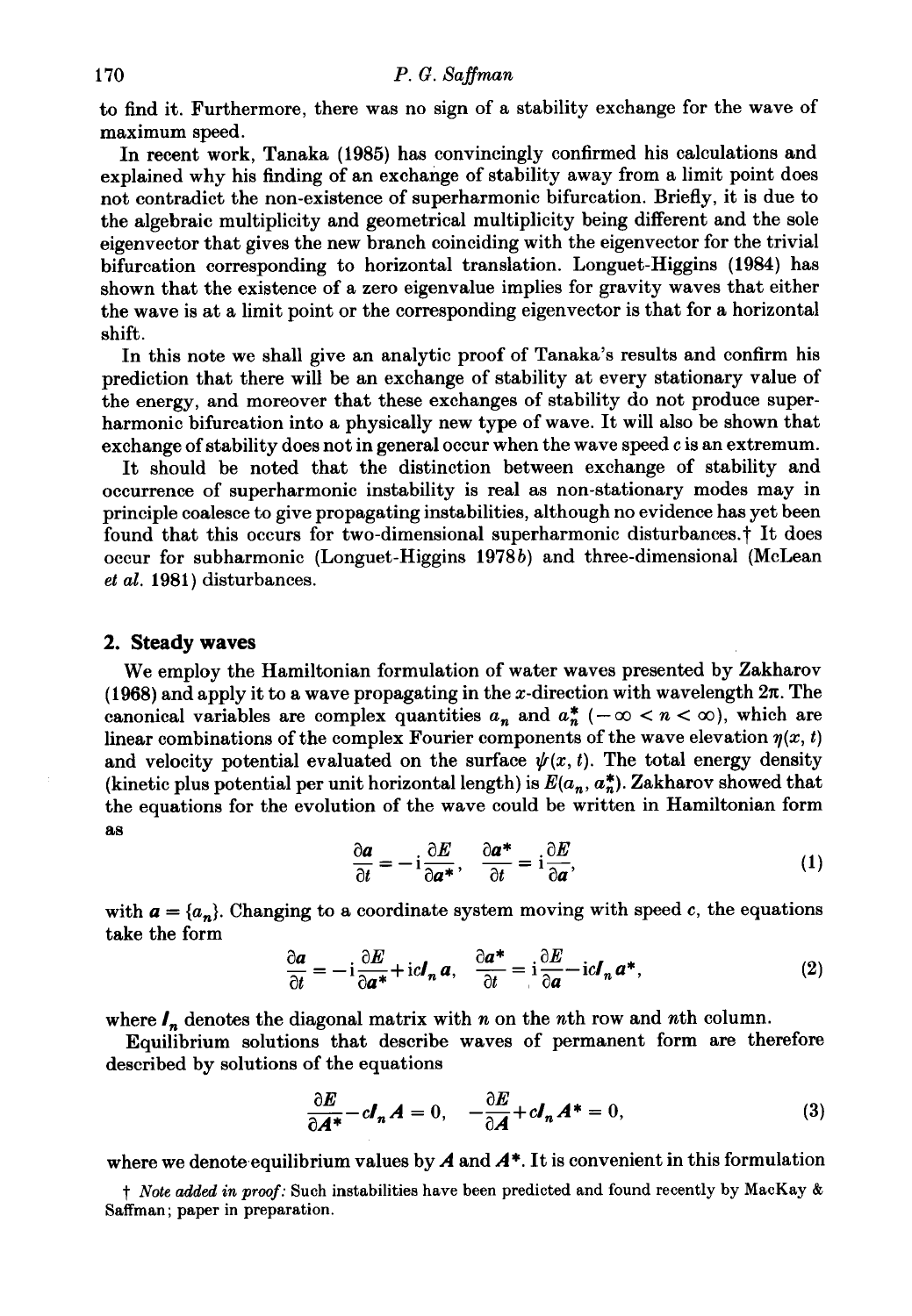to find it. Furthermore, there was no sign of a stability exchange for the wave of maximum speed.

In recent work, Tanaka (1985) has convincingly confirmed his calculations and explained why his finding of an exchange of stability away from a limit point does not contradict the non-existence of superharmonic bifurcation. Briefly, it is due to the algebraic multiplicity and geometrical multiplicity being different and the sole eigenvector that gives the new branch coinciding with the eigenvector for the trivial bifurcation corresponding to horizontal translation. Longuet-Higgins (1984) has shown that the existence of a zero eigenvalue implies for gravity waves that either the wave is at a limit point or the corresponding eigenvector is that for a horizontal shift.

In this note we shall give an analytic proof of Tanaka's results and confirm his prediction that there will be an exchange of stability at every stationary value of the energy, and moreover that these exchanges of stability do not produce superharmonic bifurcation into a physically new type of wave. It will also be shown that exchange of stability does not in general occur when the wave speed $c$ is an extremum.

It should be noted that the distinction between exchange of stability and occurrence of superharmonic instability is real as non-stationary modes may in principle coalesce to give propagating instabilities, although no evidence has yet been found that this occurs for two-dimensional superharmonic disturbances.† It does occur for subharmonic (Longuet-Higgins 1978*b*) and three-dimensional (McLean *et al.* 1981) disturbances.

## 2. Steady waves

We employ the Hamiltonian formulation of water waves presented by Zakharov (1968) and apply it to a wave propagating in the $x$-direction with wavelength $2\pi$. The canonical variables are complex quantities $a_n$ and $a_n^*$ $(-\infty < n < \infty)$, which are linear combinations of the complex Fourier components of the wave elevation $\eta(x, t)$ and velocity potential evaluated on the surface $\psi(x, t)$. The total energy density (kinetic plus potential per unit horizontal length) is $E(a_n, a_n^*)$. Zakharov showed that the equations for the evolution of the wave could be written in Hamiltonian form as

$$\frac{\partial \boldsymbol{a}}{\partial t} = -\mathrm{i}\frac{\partial E}{\partial \boldsymbol{a}^*}, \quad \frac{\partial \boldsymbol{a}^*}{\partial t} = \mathrm{i}\frac{\partial E}{\partial \boldsymbol{a}}, \tag{1}$$

with $\boldsymbol{a} = \{a_n\}$. Changing to a coordinate system moving with speed $c$, the equations take the form

$$\frac{\partial \boldsymbol{a}}{\partial t} = -\mathrm{i}\frac{\partial E}{\partial \boldsymbol{a}^*} + \mathrm{i}c\boldsymbol{I}_n\boldsymbol{a}, \quad \frac{\partial \boldsymbol{a}^*}{\partial t} = \mathrm{i}\frac{\partial E}{\partial \boldsymbol{a}} - \mathrm{i}c\boldsymbol{I}_n\boldsymbol{a}^*, \tag{2}$$

where $\boldsymbol{I}_n$ denotes the diagonal matrix with $n$ on the $n$th row and $n$th column.

Equilibrium solutions that describe waves of permanent form are therefore described by solutions of the equations

$$\frac{\partial E}{\partial \boldsymbol{A}^*} - c\boldsymbol{I}_n\boldsymbol{A} = 0, \quad -\frac{\partial E}{\partial \boldsymbol{A}} + c\boldsymbol{I}_n\boldsymbol{A}^* = 0, \tag{3}$$

where we denote equilibrium values by $\boldsymbol{A}$ and $\boldsymbol{A}^*$. It is convenient in this formulation

† *Note added in proof:* Such instabilities have been predicted and found recently by MacKay & Saffman; paper in preparation.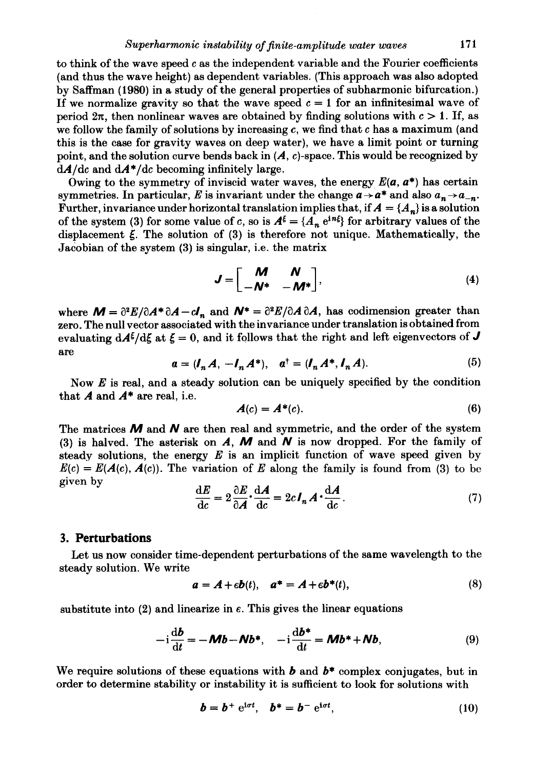to think of the wave speed $c$ as the independent variable and the Fourier coefficients (and thus the wave height) as dependent variables. (This approach was also adopted by Saffman (1980) in a study of the general properties of subharmonic bifurcation.) If we normalize gravity so that the wave speed $c = 1$ for an infinitesimal wave of period $2\pi$, then nonlinear waves are obtained by finding solutions with $c > 1$. If, as we follow the family of solutions by increasing $c$, we find that $c$ has a maximum (and this is the case for gravity waves on deep water), we have a limit point or turning point, and the solution curve bends back in $(\boldsymbol{A}, c)$-space. This would be recognized by $\mathrm{d}\boldsymbol{A}/\mathrm{d}c$ and $\mathrm{d}\boldsymbol{A}^*/\mathrm{d}c$ becoming infinitely large.

Owing to the symmetry of inviscid water waves, the energy $E(\boldsymbol{a}, \boldsymbol{a}^*)$ has certain symmetries. In particular, $E$ is invariant under the change $\boldsymbol{a} \rightarrow \boldsymbol{a}^*$ and also $a_n \rightarrow a_{-n}$. Further, invariance under horizontal translation implies that, if $\boldsymbol{A} = \{A_n\}$ is a solution of the system (3) for some value of $c$, so is $\boldsymbol{A}^\xi = \{A_n \, \mathrm{e}^{\mathrm{i}n\xi}\}$ for arbitrary values of the displacement $\xi$. The solution of (3) is therefore not unique. Mathematically, the Jacobian of the system (3) is singular, i.e. the matrix

$$\boldsymbol{J} = \begin{bmatrix} \boldsymbol{M} & \boldsymbol{N} \\ -\boldsymbol{N}^* & -\boldsymbol{M}^* \end{bmatrix}, \tag{4}$$

where $\boldsymbol{M} = \partial^2 E/\partial \boldsymbol{A}^* \partial \boldsymbol{A} - c\boldsymbol{I}_n$ and $\boldsymbol{N}^* = \partial^2 E/\partial \boldsymbol{A}\, \partial \boldsymbol{A}$, has codimension greater than zero. The null vector associated with the invariance under translation is obtained from evaluating $\mathrm{d}\boldsymbol{A}^\xi/\mathrm{d}\xi$ at $\xi = 0$, and it follows that the right and left eigenvectors of $\boldsymbol{J}$ are

$$\boldsymbol{a} = (\boldsymbol{I}_n \boldsymbol{A}, -\boldsymbol{I}_n \boldsymbol{A}^*), \quad \boldsymbol{a}^\dagger = (\boldsymbol{I}_n \boldsymbol{A}^*, \boldsymbol{I}_n \boldsymbol{A}). \tag{5}$$

Now $E$ is real, and a steady solution can be uniquely specified by the condition that $\boldsymbol{A}$ and $\boldsymbol{A}^*$ are real, i.e.

$$\boldsymbol{A}(c) = \boldsymbol{A}^*(c). \tag{6}$$

The matrices $\boldsymbol{M}$ and $\boldsymbol{N}$ are then real and symmetric, and the order of the system (3) is halved. The asterisk on $\boldsymbol{A}$, $\boldsymbol{M}$ and $\boldsymbol{N}$ is now dropped. For the family of steady solutions, the energy $E$ is an implicit function of wave speed given by $E(c) = E(\boldsymbol{A}(c), \boldsymbol{A}(c))$. The variation of $E$ along the family is found from (3) to be given by

$$\frac{\mathrm{d}E}{\mathrm{d}c} = 2\frac{\partial E}{\partial \boldsymbol{A}} \cdot \frac{\mathrm{d}\boldsymbol{A}}{\mathrm{d}c} = 2c\boldsymbol{I}_n \boldsymbol{A} \cdot \frac{\mathrm{d}\boldsymbol{A}}{\mathrm{d}c}. \tag{7}$$

## 3. Perturbations

Let us now consider time-dependent perturbations of the same wavelength to the steady solution. We write

$$\boldsymbol{a} = \boldsymbol{A} + \epsilon \boldsymbol{b}(t), \quad \boldsymbol{a}^* = \boldsymbol{A} + \epsilon \boldsymbol{b}^*(t), \tag{8}$$

substitute into (2) and linearize in $\epsilon$. This gives the linear equations

$$-\mathrm{i}\frac{\mathrm{d}\boldsymbol{b}}{\mathrm{d}t} = -\boldsymbol{M}\boldsymbol{b} - \boldsymbol{N}\boldsymbol{b}^*, \quad -\mathrm{i}\frac{\mathrm{d}\boldsymbol{b}^*}{\mathrm{d}t} = \boldsymbol{M}\boldsymbol{b}^* + \boldsymbol{N}\boldsymbol{b}, \tag{9}$$

We require solutions of these equations with $\boldsymbol{b}$ and $\boldsymbol{b}^*$ complex conjugates, but in order to determine stability or instability it is sufficient to look for solutions with

$$\boldsymbol{b} = \boldsymbol{b}^+ \, \mathrm{e}^{\mathrm{i}\sigma t}, \quad \boldsymbol{b}^* = \boldsymbol{b}^- \, \mathrm{e}^{\mathrm{i}\sigma t}, \tag{10}$$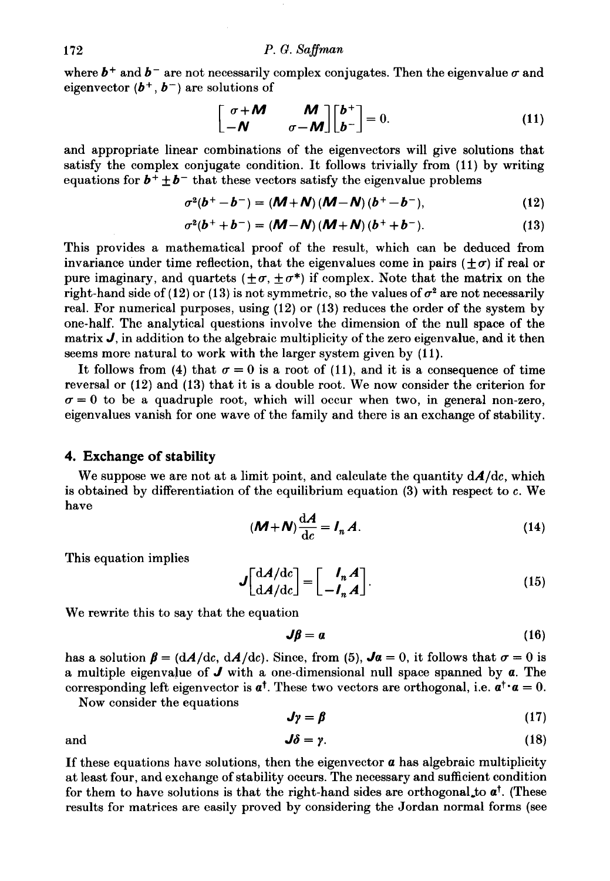where $\boldsymbol{b}^+$ and $\boldsymbol{b}^-$ are not necessarily complex conjugates. Then the eigenvalue $\sigma$ and eigenvector $(\boldsymbol{b}^+, \boldsymbol{b}^-)$ are solutions of

$$\begin{bmatrix} \sigma+\boldsymbol{M} & \boldsymbol{M} \\ -\boldsymbol{N} & \sigma-\boldsymbol{M} \end{bmatrix} \begin{bmatrix} \boldsymbol{b}^+ \\ \boldsymbol{b}^- \end{bmatrix} = 0. \tag{11}$$

and appropriate linear combinations of the eigenvectors will give solutions that satisfy the complex conjugate condition. It follows trivially from (11) by writing equations for $\boldsymbol{b}^+ \pm \boldsymbol{b}^-$ that these vectors satisfy the eigenvalue problems

$$\sigma^2(\boldsymbol{b}^+ - \boldsymbol{b}^-) = (\boldsymbol{M}+\boldsymbol{N})(\boldsymbol{M}-\boldsymbol{N})(\boldsymbol{b}^+ - \boldsymbol{b}^-), \tag{12}$$

$$\sigma^2(\boldsymbol{b}^+ + \boldsymbol{b}^-) = (\boldsymbol{M}-\boldsymbol{N})(\boldsymbol{M}+\boldsymbol{N})(\boldsymbol{b}^+ + \boldsymbol{b}^-). \tag{13}$$

This provides a mathematical proof of the result, which can be deduced from invariance under time reflection, that the eigenvalues come in pairs $(\pm\sigma)$ if real or pure imaginary, and quartets $(\pm\sigma, \pm\sigma^*)$ if complex. Note that the matrix on the right-hand side of (12) or (13) is not symmetric, so the values of $\sigma^2$ are not necessarily real. For numerical purposes, using (12) or (13) reduces the order of the system by one-half. The analytical questions involve the dimension of the null space of the matrix $\boldsymbol{J}$, in addition to the algebraic multiplicity of the zero eigenvalue, and it then seems more natural to work with the larger system given by (11).

It follows from (4) that $\sigma = 0$ is a root of (11), and it is a consequence of time reversal or (12) and (13) that it is a double root. We now consider the criterion for $\sigma = 0$ to be a quadruple root, which will occur when two, in general non-zero, eigenvalues vanish for one wave of the family and there is an exchange of stability.

## 4. Exchange of stability

We suppose we are not at a limit point, and calculate the quantity $\mathrm{d}\boldsymbol{A}/\mathrm{d}c$, which is obtained by differentiation of the equilibrium equation (3) with respect to $c$. We have

$$(\boldsymbol{M}+\boldsymbol{N})\frac{\mathrm{d}A}{\mathrm{d}c} = \boldsymbol{I}_n A. \tag{14}$$

This equation implies

$$\boldsymbol{J}\begin{bmatrix} \mathrm{d}A/\mathrm{d}c \\ \mathrm{d}A/\mathrm{d}c \end{bmatrix} = \begin{bmatrix} \boldsymbol{I}_n A \\ -\boldsymbol{I}_n A \end{bmatrix}. \tag{15}$$

We rewrite this to say that the equation

$$\boldsymbol{J}\boldsymbol{\beta} = \boldsymbol{\alpha} \tag{16}$$

has a solution $\boldsymbol{\beta} = (\mathrm{d}A/\mathrm{d}c, \mathrm{d}A/\mathrm{d}c)$. Since, from (5), $\boldsymbol{J}\boldsymbol{\alpha} = 0$, it follows that $\sigma = 0$ is a multiple eigenvalue of $\boldsymbol{J}$ with a one-dimensional null space spanned by $\boldsymbol{\alpha}$. The corresponding left eigenvector is $\boldsymbol{\alpha}^\dagger$. These two vectors are orthogonal, i.e. $\boldsymbol{\alpha}^\dagger \cdot \boldsymbol{\alpha} = 0$.

Now consider the equations

$$\boldsymbol{J}\boldsymbol{\gamma} = \boldsymbol{\beta} \tag{17}$$

and

$$\boldsymbol{J}\boldsymbol{\delta} = \boldsymbol{\gamma}. \tag{18}$$

If these equations have solutions, then the eigenvector $\boldsymbol{\alpha}$ has algebraic multiplicity at least four, and exchange of stability occurs. The necessary and sufficient condition for them to have solutions is that the right-hand sides are orthogonal to $\boldsymbol{\alpha}^\dagger$. (These results for matrices are easily proved by considering the Jordan normal forms (see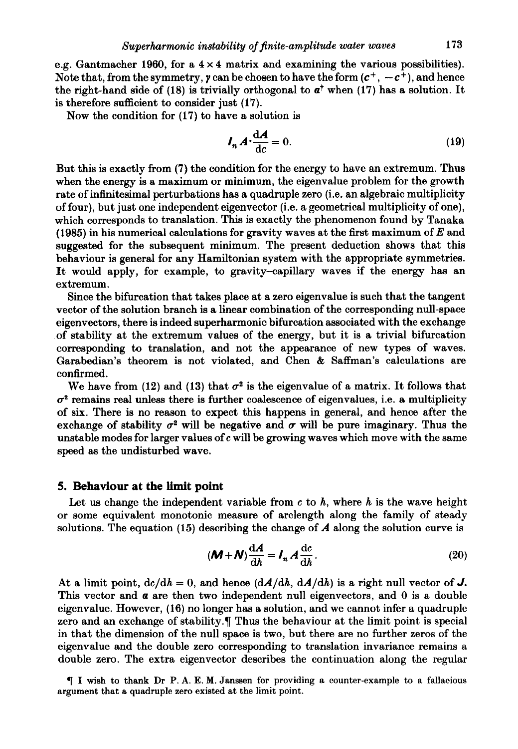e.g. Gantmacher 1960, for a $4 \times 4$ matrix and examining the various possibilities). Note that, from the symmetry, $\boldsymbol{\gamma}$ can be chosen to have the form $(\boldsymbol{c}^+, -\boldsymbol{c}^+)$, and hence the right-hand side of (18) is trivially orthogonal to $\boldsymbol{a}^\dagger$ when (17) has a solution. It is therefore sufficient to consider just (17).

Now the condition for (17) to have a solution is

$$\boldsymbol{I}_n \boldsymbol{A} \cdot \frac{\mathrm{d}\boldsymbol{A}}{\mathrm{d}c} = 0. \tag{19}$$

But this is exactly from (7) the condition for the energy to have an extremum. Thus when the energy is a maximum or minimum, the eigenvalue problem for the growth rate of infinitesimal perturbations has a quadruple zero (i.e. an algebraic multiplicity of four), but just one independent eigenvector (i.e. a geometrical multiplicity of one), which corresponds to translation. This is exactly the phenomenon found by Tanaka (1985) in his numerical calculations for gravity waves at the first maximum of $E$ and suggested for the subsequent minimum. The present deduction shows that this behaviour is general for any Hamiltonian system with the appropriate symmetries. It would apply, for example, to gravity–capillary waves if the energy has an extremum.

Since the bifurcation that takes place at a zero eigenvalue is such that the tangent vector of the solution branch is a linear combination of the corresponding null-space eigenvectors, there is indeed superharmonic bifurcation associated with the exchange of stability at the extremum values of the energy, but it is a trivial bifurcation corresponding to translation, and not the appearance of new types of waves. Garabedian's theorem is not violated, and Chen & Saffman's calculations are confirmed.

We have from (12) and (13) that $\sigma^2$ is the eigenvalue of a matrix. It follows that $\sigma^2$ remains real unless there is further coalescence of eigenvalues, i.e. a multiplicity of six. There is no reason to expect this happens in general, and hence after the exchange of stability $\sigma^2$ will be negative and $\sigma$ will be pure imaginary. Thus the unstable modes for larger values of $c$ will be growing waves which move with the same speed as the undisturbed wave.

## 5. Behaviour at the limit point

Let us change the independent variable from $c$ to $h$, where $h$ is the wave height or some equivalent monotonic measure of arclength along the family of steady solutions. The equation (15) describing the change of $\boldsymbol{A}$ along the solution curve is

$$(\boldsymbol{M}+\boldsymbol{N})\frac{\mathrm{d}\boldsymbol{A}}{\mathrm{d}h} = \boldsymbol{I}_n \boldsymbol{A} \frac{\mathrm{d}c}{\mathrm{d}h}. \tag{20}$$

At a limit point, $\mathrm{d}c/\mathrm{d}h = 0$, and hence $(\mathrm{d}\boldsymbol{A}/\mathrm{d}h, \mathrm{d}\boldsymbol{A}/\mathrm{d}h)$ is a right null vector of $\boldsymbol{J}$. This vector and $\boldsymbol{a}$ are then two independent null eigenvectors, and 0 is a double eigenvalue. However, (16) no longer has a solution, and we cannot infer a quadruple zero and an exchange of stability.¶ Thus the behaviour at the limit point is special in that the dimension of the null space is two, but there are no further zeros of the eigenvalue and the double zero corresponding to translation invariance remains a double zero. The extra eigenvector describes the continuation along the regular

¶ I wish to thank Dr P. A. E. M. Janssen for providing a counter-example to a fallacious argument that a quadruple zero existed at the limit point.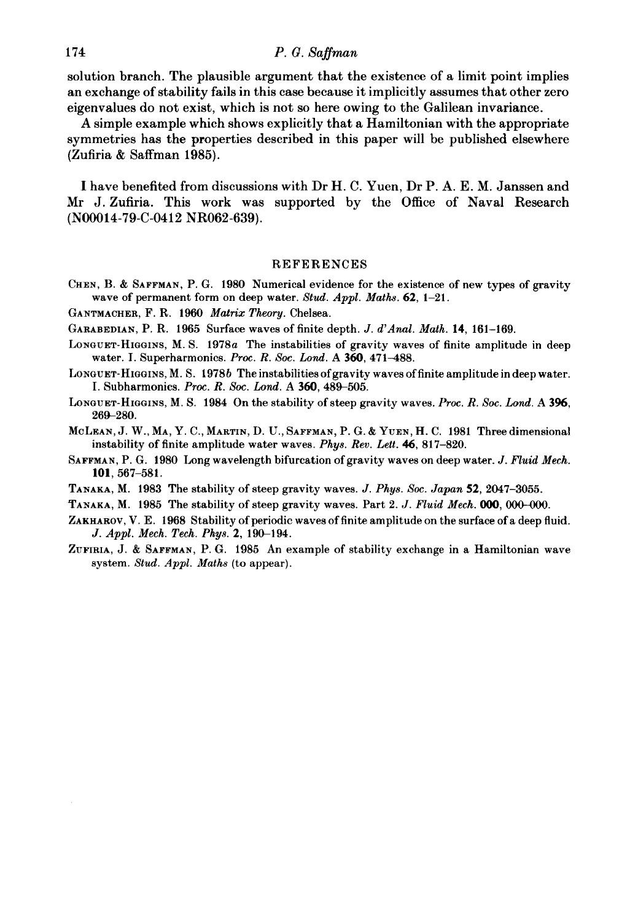solution branch. The plausible argument that the existence of a limit point implies an exchange of stability fails in this case because it implicitly assumes that other zero eigenvalues do not exist, which is not so here owing to the Galilean invariance.

A simple example which shows explicitly that a Hamiltonian with the appropriate symmetries has the properties described in this paper will be published elsewhere (Zufiria & Saffman 1985).

I have benefited from discussions with Dr H. C. Yuen, Dr P. A. E. M. Janssen and Mr J. Zufiria. This work was supported by the Office of Naval Research (N00014-79-C-0412 NR062-639).

## REFERENCES

Chen, B. & Saffman, P. G. 1980 Numerical evidence for the existence of new types of gravity wave of permanent form on deep water. *Stud. Appl. Maths.* **62**, 1–21.

Gantmacher, F. R. 1960 *Matrix Theory*. Chelsea.

Garabedian, P. R. 1965 Surface waves of finite depth. *J. d'Anal. Math.* **14**, 161–169.

Longuet-Higgins, M. S. 1978*a* The instabilities of gravity waves of finite amplitude in deep water. I. Superharmonics. *Proc. R. Soc. Lond.* A **360**, 471–488.

Longuet-Higgins, M. S. 1978*b* The instabilities of gravity waves of finite amplitude in deep water. I. Subharmonics. *Proc. R. Soc. Lond.* A **360**, 489–505.

Longuet-Higgins, M. S. 1984 On the stability of steep gravity waves. *Proc. R. Soc. Lond.* A **396**, 269–280.

McLean, J. W., Ma, Y. C., Martin, D. U., Saffman, P. G. & Yuen, H. C. 1981 Three dimensional instability of finite amplitude water waves. *Phys. Rev. Lett.* **46**, 817–820.

Saffman, P. G. 1980 Long wavelength bifurcation of gravity waves on deep water. *J. Fluid Mech.* **101**, 567–581.

Tanaka, M. 1983 The stability of steep gravity waves. *J. Phys. Soc. Japan* **52**, 2047–3055.

Tanaka, M. 1985 The stability of steep gravity waves. Part 2. *J. Fluid Mech.* **000**, 000–000.

Zakharov, V. E. 1968 Stability of periodic waves of finite amplitude on the surface of a deep fluid. *J. Appl. Mech. Tech. Phys.* **2**, 190–194.

Zufiria, J. & Saffman, P. G. 1985 An example of stability exchange in a Hamiltonian wave system. *Stud. Appl. Maths* (to appear).